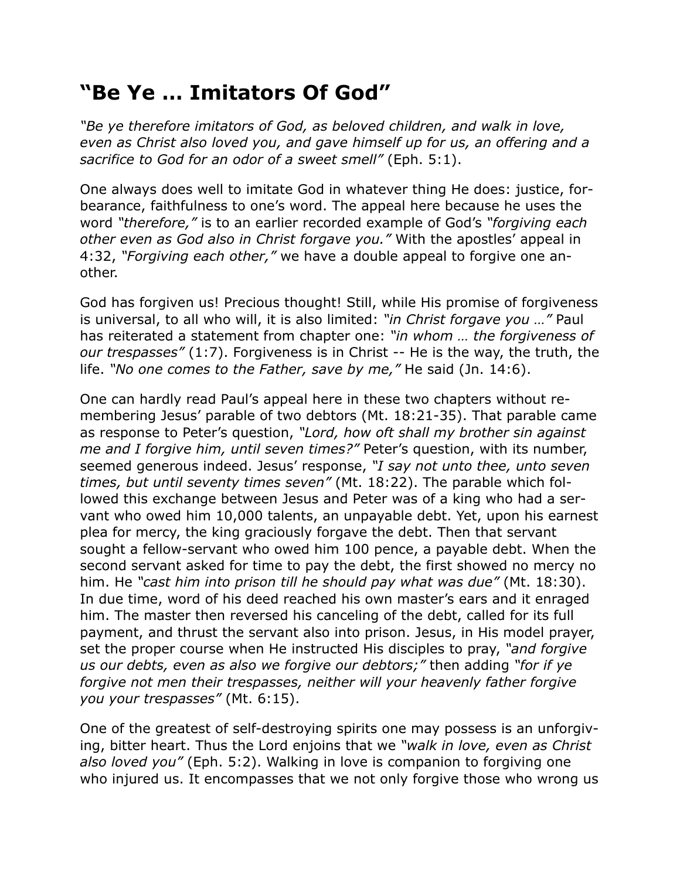# "Be Ye … Imitators Of God"

*"Be ye therefore imitators of God, as beloved children, and walk in love, even as Christ also loved you, and gave himself up for us, an offering and a sacrifice to God for an odor of a sweet smell"* (Eph. 5:1).

One always does well to imitate God in whatever thing He does: justice, forbearance, faithfulness to one's word. The appeal here because he uses the word *"therefore,"* is to an earlier recorded example of God's *"forgiving each other even as God also in Christ forgave you."* With the apostles' appeal in 4:32, *"Forgiving each other,"* we have a double appeal to forgive one another.

God has forgiven us! Precious thought! Still, while His promise of forgiveness is universal, to all who will, it is also limited: *"in Christ forgave you …"* Paul has reiterated a statement from chapter one: *"in whom … the forgiveness of our trespasses"* (1:7). Forgiveness is in Christ -- He is the way, the truth, the life. *"No one comes to the Father, save by me,"* He said (Jn. 14:6).

One can hardly read Paul's appeal here in these two chapters without remembering Jesus' parable of two debtors (Mt. 18:21-35). That parable came as response to Peter's question, *"Lord, how oft shall my brother sin against me and I forgive him, until seven times?"* Peter's question, with its number, seemed generous indeed. Jesus' response, *"I say not unto thee, unto seven times, but until seventy times seven"* (Mt. 18:22). The parable which followed this exchange between Jesus and Peter was of a king who had a servant who owed him 10,000 talents, an unpayable debt. Yet, upon his earnest plea for mercy, the king graciously forgave the debt. Then that servant sought a fellow-servant who owed him 100 pence, a payable debt. When the second servant asked for time to pay the debt, the first showed no mercy no him. He *"cast him into prison till he should pay what was due"* (Mt. 18:30). In due time, word of his deed reached his own master's ears and it enraged him. The master then reversed his canceling of the debt, called for its full payment, and thrust the servant also into prison. Jesus, in His model prayer, set the proper course when He instructed His disciples to pray, *"and forgive us our debts, even as also we forgive our debtors;"* then adding *"for if ye forgive not men their trespasses, neither will your heavenly father forgive you your trespasses"* (Mt. 6:15).

One of the greatest of self-destroying spirits one may possess is an unforgiving, bitter heart. Thus the Lord enjoins that we *"walk in love, even as Christ also loved you"* (Eph. 5:2). Walking in love is companion to forgiving one who injured us. It encompasses that we not only forgive those who wrong us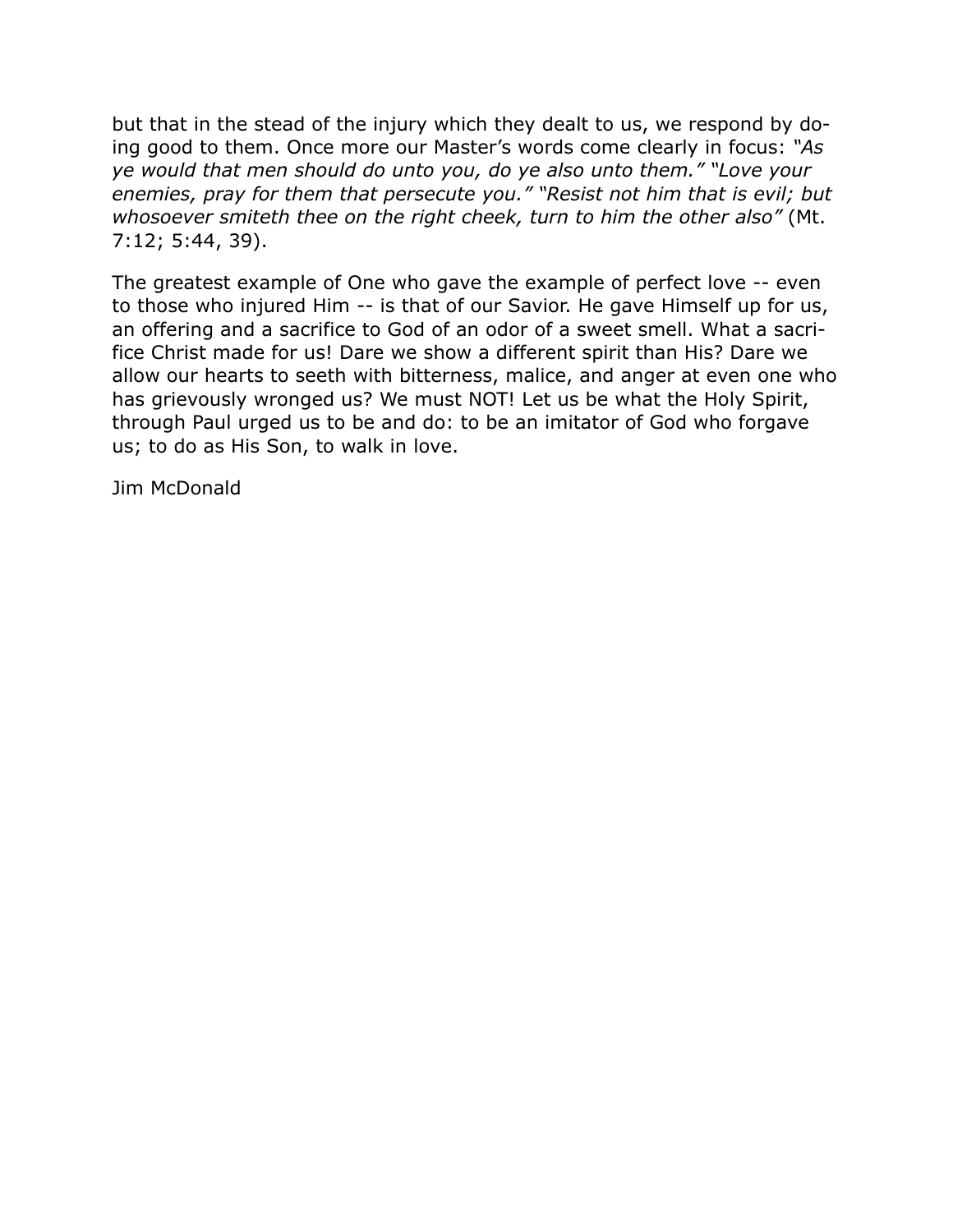but that in the stead of the injury which they dealt to us, we respond by doing good to them. Once more our Master's words come clearly in focus: *"As ye would that men should do unto you, do ye also unto them." "Love your enemies, pray for them that persecute you." "Resist not him that is evil; but whosoever smiteth thee on the right cheek, turn to him the other also"* (Mt. 7:12; 5:44, 39).

The greatest example of One who gave the example of perfect love -- even to those who injured Him -- is that of our Savior. He gave Himself up for us, an offering and a sacrifice to God of an odor of a sweet smell. What a sacrifice Christ made for us! Dare we show a different spirit than His? Dare we allow our hearts to seeth with bitterness, malice, and anger at even one who has grievously wronged us? We must NOT! Let us be what the Holy Spirit, through Paul urged us to be and do: to be an imitator of God who forgave us; to do as His Son, to walk in love.

Jim McDonald